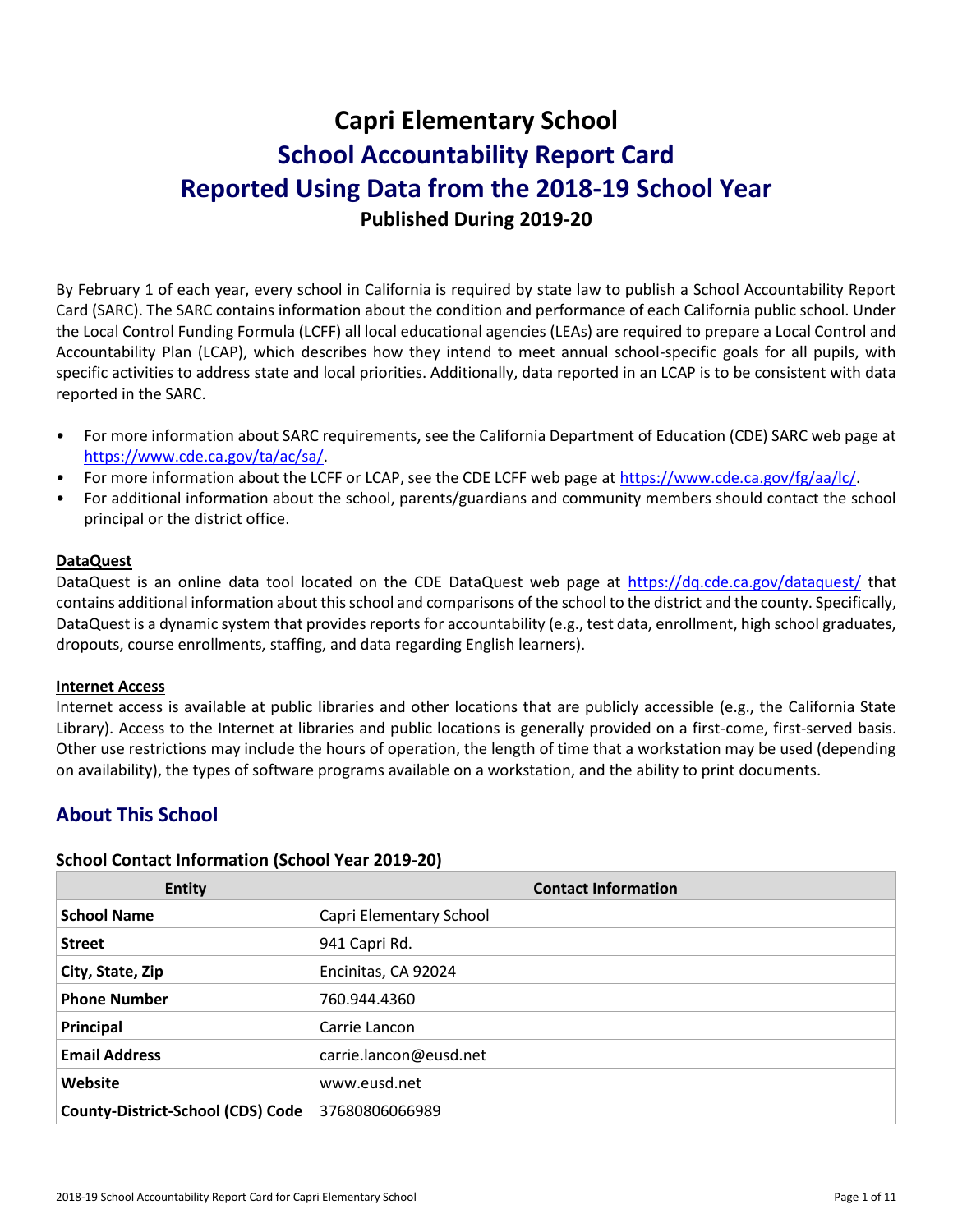# Capri Elementary School

# School Accountability Report Card

# Reported Using Data from the 2018-19 School Year

**Published During 2019-20**

By February 1 of each year, every school in California is required by state law to publish a School Accountability Report Card (SARC). The SARC contains information about the condition and performance of each California public school. Under the Local Control Funding Formula (LCFF) all local educational agencies (LEAs) are required to prepare a Local Control and Accountability Plan (LCAP), which describes how they intend to meet annual school-specific goals for all pupils, with specific activities to address state and local priorities. Additionally, data reported in an LCAP is to be consistent with data reported in the SARC.

- For more information about SARC requirements, see the California Department of Education (CDE) SARC web page at https://www.cde.ca.gov/ta/ac/sa/.
- For more information about the LCFF or LCAP, see the CDE LCFF web page at https://www.cde.ca.gov/fg/aa/lc/.
- For additional information about the school, parents/guardians and community members should contact the school principal or the district office.

**DataQuest**

DataQuest is an online data tool located on the CDE DataQuest web page at https://dq.cde.ca.gov/dataquest/ that contains additional information about this school and comparisons of the school to the district and the county. Specifically, DataQuest is a dynamic system that provides reports for accountability (e.g., test data, enrollment, high school graduates, dropouts, course enrollments, staffing, and data regarding English learners).

**Internet Access**

Internet access is available at public libraries and other locations that are publicly accessible (e.g., the California State Library). Access to the Internet at libraries and public locations is generally provided on a first-come, first-served basis. Other use restrictions may include the hours of operation, the length of time that a workstation may be used (depending on availability), the types of software programs available on a workstation, and the ability to print documents.

## About This School

### School Contact Information (School Year 2019-20)

| Entity | Contact Information |
|---|---|
| **School Name** | Capri Elementary School |
| **Street** | 941 Capri Rd. |
| **City, State, Zip** | Encinitas, CA 92024 |
| **Phone Number** | 760.944.4360 |
| **Principal** | Carrie Lancon |
| **Email Address** | carrie.lancon@eusd.net |
| **Website** | www.eusd.net |
| **County-District-School (CDS) Code** | 37680806066989 |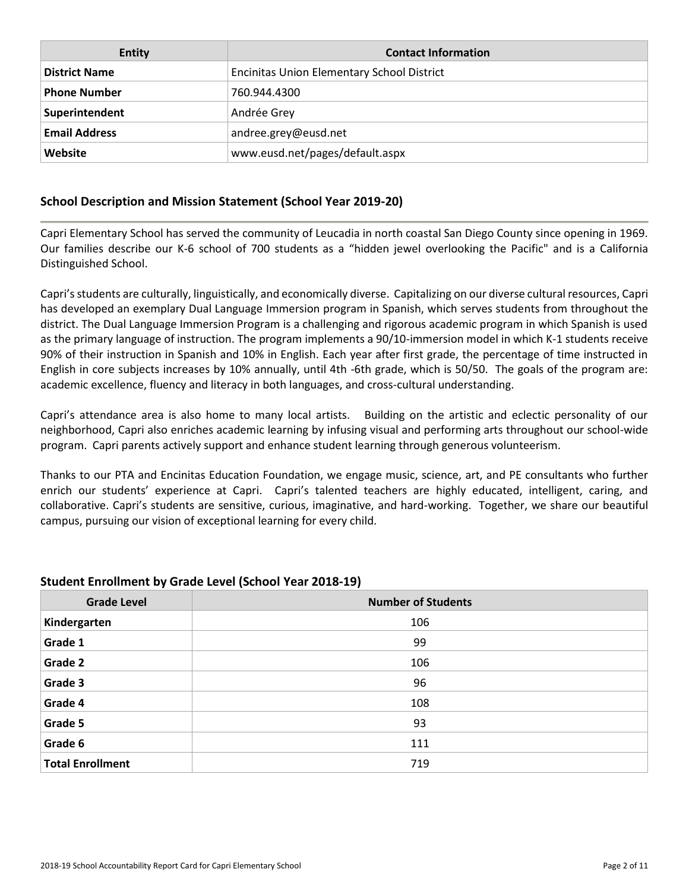| Entity | Contact Information |
| --- | --- |
| **District Name** | Encinitas Union Elementary School District |
| **Phone Number** | 760.944.4300 |
| **Superintendent** | Andrée Grey |
| **Email Address** | andree.grey@eusd.net |
| **Website** | www.eusd.net/pages/default.aspx |

## School Description and Mission Statement (School Year 2019-20)

Capri Elementary School has served the community of Leucadia in north coastal San Diego County since opening in 1969. Our families describe our K-6 school of 700 students as a "hidden jewel overlooking the Pacific" and is a California Distinguished School.

Capri's students are culturally, linguistically, and economically diverse. Capitalizing on our diverse cultural resources, Capri has developed an exemplary Dual Language Immersion program in Spanish, which serves students from throughout the district. The Dual Language Immersion Program is a challenging and rigorous academic program in which Spanish is used as the primary language of instruction. The program implements a 90/10-immersion model in which K-1 students receive 90% of their instruction in Spanish and 10% in English. Each year after first grade, the percentage of time instructed in English in core subjects increases by 10% annually, until 4th -6th grade, which is 50/50. The goals of the program are: academic excellence, fluency and literacy in both languages, and cross-cultural understanding.

Capri's attendance area is also home to many local artists. Building on the artistic and eclectic personality of our neighborhood, Capri also enriches academic learning by infusing visual and performing arts throughout our school-wide program. Capri parents actively support and enhance student learning through generous volunteerism.

Thanks to our PTA and Encinitas Education Foundation, we engage music, science, art, and PE consultants who further enrich our students' experience at Capri. Capri's talented teachers are highly educated, intelligent, caring, and collaborative. Capri's students are sensitive, curious, imaginative, and hard-working. Together, we share our beautiful campus, pursuing our vision of exceptional learning for every child.

### Student Enrollment by Grade Level (School Year 2018-19)

| Grade Level | Number of Students |
| --- | --- |
| **Kindergarten** | 106 |
| **Grade 1** | 99 |
| **Grade 2** | 106 |
| **Grade 3** | 96 |
| **Grade 4** | 108 |
| **Grade 5** | 93 |
| **Grade 6** | 111 |
| **Total Enrollment** | 719 |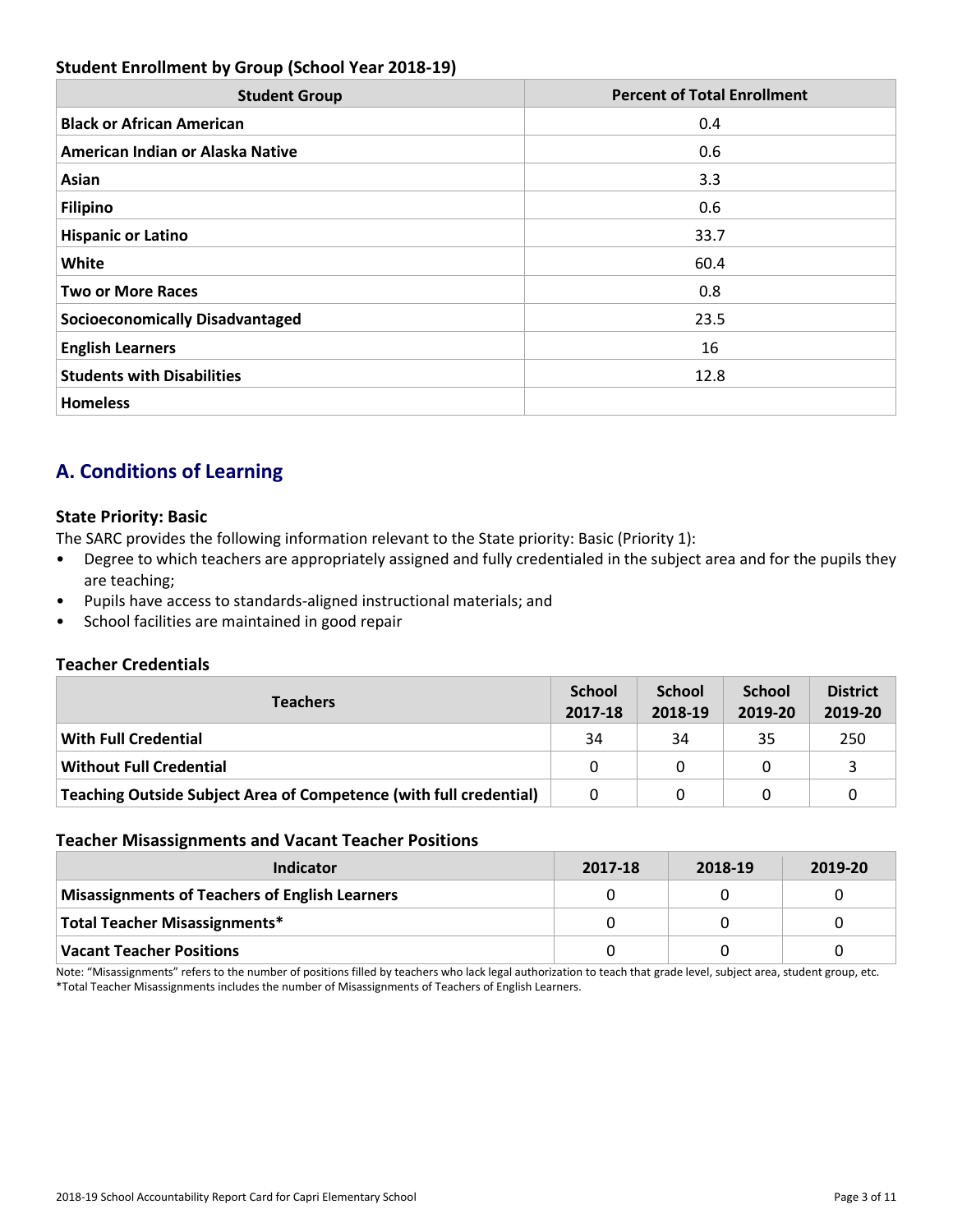### Student Enrollment by Group (School Year 2018-19)

| Student Group | Percent of Total Enrollment |
|---|---|
| **Black or African American** | 0.4 |
| **American Indian or Alaska Native** | 0.6 |
| **Asian** | 3.3 |
| **Filipino** | 0.6 |
| **Hispanic or Latino** | 33.7 |
| **White** | 60.4 |
| **Two or More Races** | 0.8 |
| **Socioeconomically Disadvantaged** | 23.5 |
| **English Learners** | 16 |
| **Students with Disabilities** | 12.8 |
| **Homeless** | |

## A. Conditions of Learning

### State Priority: Basic

The SARC provides the following information relevant to the State priority: Basic (Priority 1):

- Degree to which teachers are appropriately assigned and fully credentialed in the subject area and for the pupils they are teaching;
- Pupils have access to standards-aligned instructional materials; and
- School facilities are maintained in good repair

### Teacher Credentials

| Teachers | School 2017-18 | School 2018-19 | School 2019-20 | District 2019-20 |
|---|---|---|---|---|
| **With Full Credential** | 34 | 34 | 35 | 250 |
| **Without Full Credential** | 0 | 0 | 0 | 3 |
| **Teaching Outside Subject Area of Competence (with full credential)** | 0 | 0 | 0 | 0 |

### Teacher Misassignments and Vacant Teacher Positions

| Indicator | 2017-18 | 2018-19 | 2019-20 |
|---|---|---|---|
| **Misassignments of Teachers of English Learners** | 0 | 0 | 0 |
| **Total Teacher Misassignments*** | 0 | 0 | 0 |
| **Vacant Teacher Positions** | 0 | 0 | 0 |

Note: "Misassignments" refers to the number of positions filled by teachers who lack legal authorization to teach that grade level, subject area, student group, etc.
*Total Teacher Misassignments includes the number of Misassignments of Teachers of English Learners.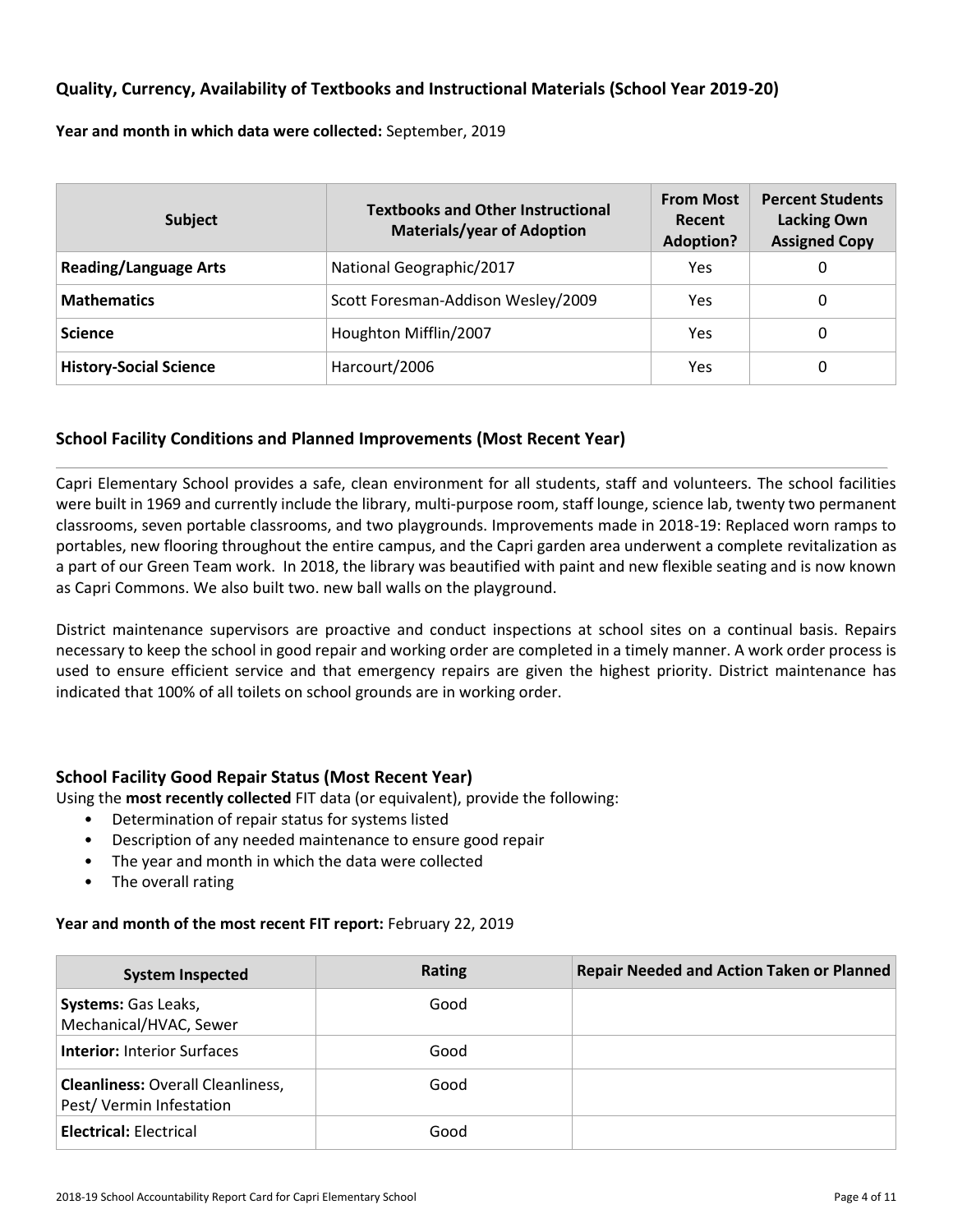## Quality, Currency, Availability of Textbooks and Instructional Materials (School Year 2019-20)

**Year and month in which data were collected:** September, 2019

| Subject | Textbooks and Other Instructional Materials/year of Adoption | From Most Recent Adoption? | Percent Students Lacking Own Assigned Copy |
|---|---|---|---|
| **Reading/Language Arts** | National Geographic/2017 | Yes | 0 |
| **Mathematics** | Scott Foresman-Addison Wesley/2009 | Yes | 0 |
| **Science** | Houghton Mifflin/2007 | Yes | 0 |
| **History-Social Science** | Harcourt/2006 | Yes | 0 |

## School Facility Conditions and Planned Improvements (Most Recent Year)

Capri Elementary School provides a safe, clean environment for all students, staff and volunteers. The school facilities were built in 1969 and currently include the library, multi-purpose room, staff lounge, science lab, twenty two permanent classrooms, seven portable classrooms, and two playgrounds. Improvements made in 2018-19: Replaced worn ramps to portables, new flooring throughout the entire campus, and the Capri garden area underwent a complete revitalization as a part of our Green Team work. In 2018, the library was beautified with paint and new flexible seating and is now known as Capri Commons. We also built two. new ball walls on the playground.

District maintenance supervisors are proactive and conduct inspections at school sites on a continual basis. Repairs necessary to keep the school in good repair and working order are completed in a timely manner. A work order process is used to ensure efficient service and that emergency repairs are given the highest priority. District maintenance has indicated that 100% of all toilets on school grounds are in working order.

## School Facility Good Repair Status (Most Recent Year)

Using the **most recently collected** FIT data (or equivalent), provide the following:

- Determination of repair status for systems listed
- Description of any needed maintenance to ensure good repair
- The year and month in which the data were collected
- The overall rating

**Year and month of the most recent FIT report:** February 22, 2019

| System Inspected | Rating | Repair Needed and Action Taken or Planned |
|---|---|---|
| **Systems:** Gas Leaks, Mechanical/HVAC, Sewer | Good | |
| **Interior:** Interior Surfaces | Good | |
| **Cleanliness:** Overall Cleanliness, Pest/ Vermin Infestation | Good | |
| **Electrical:** Electrical | Good | |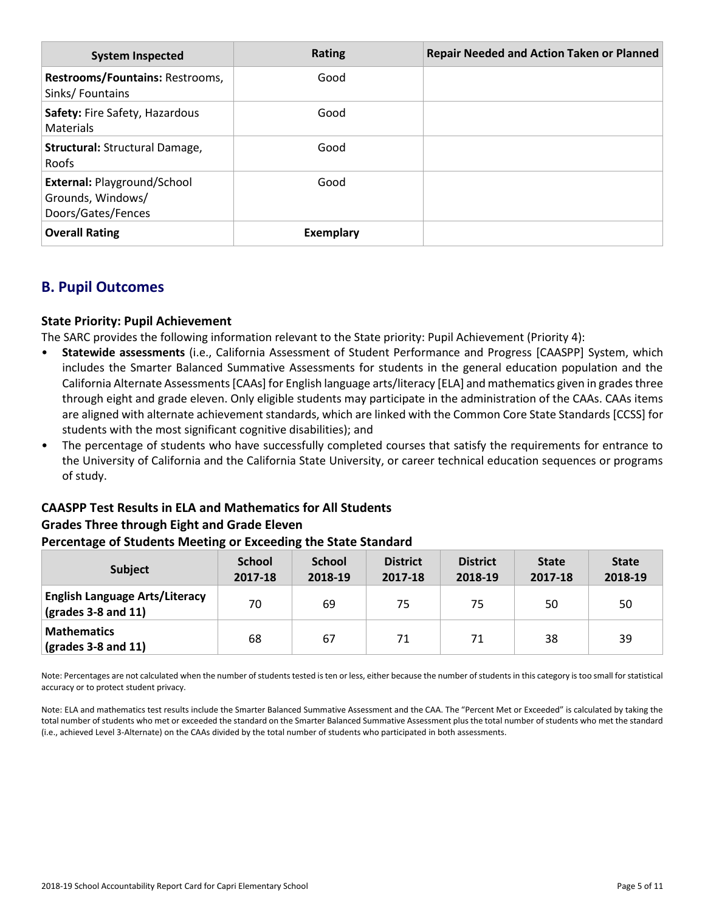| System Inspected | Rating | Repair Needed and Action Taken or Planned |
|---|---|---|
| **Restrooms/Fountains:** Restrooms, Sinks/ Fountains | Good | |
| **Safety:** Fire Safety, Hazardous Materials | Good | |
| **Structural:** Structural Damage, Roofs | Good | |
| **External:** Playground/School Grounds, Windows/ Doors/Gates/Fences | Good | |
| **Overall Rating** | **Exemplary** | |

## B. Pupil Outcomes

### State Priority: Pupil Achievement

The SARC provides the following information relevant to the State priority: Pupil Achievement (Priority 4):

- **Statewide assessments** (i.e., California Assessment of Student Performance and Progress [CAASPP] System, which includes the Smarter Balanced Summative Assessments for students in the general education population and the California Alternate Assessments [CAAs] for English language arts/literacy [ELA] and mathematics given in grades three through eight and grade eleven. Only eligible students may participate in the administration of the CAAs. CAAs items are aligned with alternate achievement standards, which are linked with the Common Core State Standards [CCSS] for students with the most significant cognitive disabilities); and
- The percentage of students who have successfully completed courses that satisfy the requirements for entrance to the University of California and the California State University, or career technical education sequences or programs of study.

### CAASPP Test Results in ELA and Mathematics for All Students
### Grades Three through Eight and Grade Eleven
### Percentage of Students Meeting or Exceeding the State Standard

| Subject | School 2017-18 | School 2018-19 | District 2017-18 | District 2018-19 | State 2017-18 | State 2018-19 |
|---|---|---|---|---|---|---|
| **English Language Arts/Literacy (grades 3-8 and 11)** | 70 | 69 | 75 | 75 | 50 | 50 |
| **Mathematics (grades 3-8 and 11)** | 68 | 67 | 71 | 71 | 38 | 39 |

Note: Percentages are not calculated when the number of students tested is ten or less, either because the number of students in this category is too small for statistical accuracy or to protect student privacy.

Note: ELA and mathematics test results include the Smarter Balanced Summative Assessment and the CAA. The "Percent Met or Exceeded" is calculated by taking the total number of students who met or exceeded the standard on the Smarter Balanced Summative Assessment plus the total number of students who met the standard (i.e., achieved Level 3-Alternate) on the CAAs divided by the total number of students who participated in both assessments.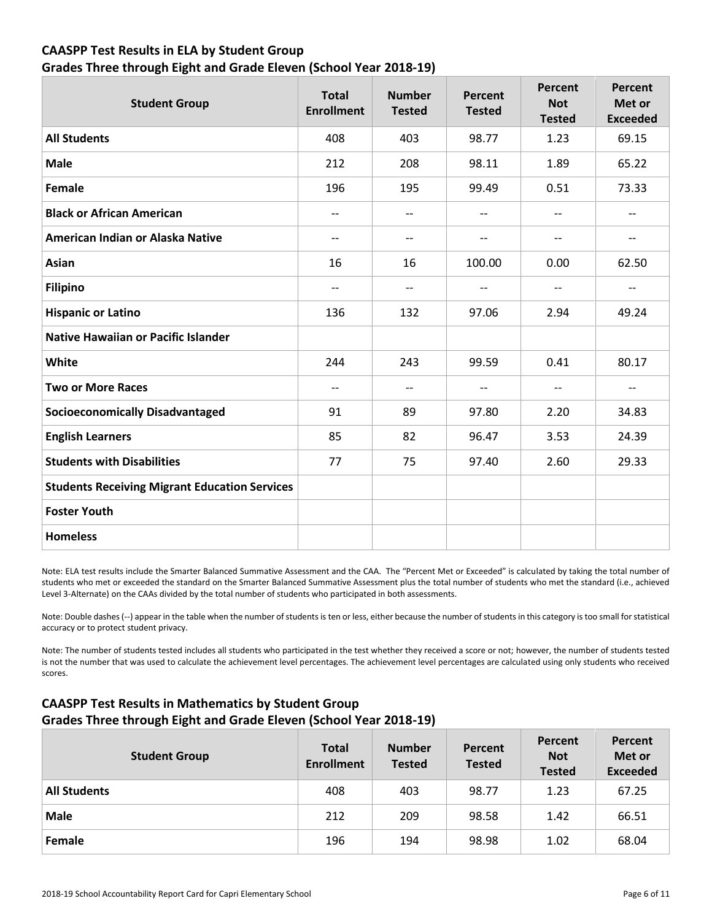## CAASPP Test Results in ELA by Student Group
## Grades Three through Eight and Grade Eleven (School Year 2018-19)

| Student Group | Total Enrollment | Number Tested | Percent Tested | Percent Not Tested | Percent Met or Exceeded |
|---|---|---|---|---|---|
| **All Students** | 408 | 403 | 98.77 | 1.23 | 69.15 |
| **Male** | 212 | 208 | 98.11 | 1.89 | 65.22 |
| **Female** | 196 | 195 | 99.49 | 0.51 | 73.33 |
| **Black or African American** | -- | -- | -- | -- | -- |
| **American Indian or Alaska Native** | -- | -- | -- | -- | -- |
| **Asian** | 16 | 16 | 100.00 | 0.00 | 62.50 |
| **Filipino** | -- | -- | -- | -- | -- |
| **Hispanic or Latino** | 136 | 132 | 97.06 | 2.94 | 49.24 |
| **Native Hawaiian or Pacific Islander** | | | | | |
| **White** | 244 | 243 | 99.59 | 0.41 | 80.17 |
| **Two or More Races** | -- | -- | -- | -- | -- |
| **Socioeconomically Disadvantaged** | 91 | 89 | 97.80 | 2.20 | 34.83 |
| **English Learners** | 85 | 82 | 96.47 | 3.53 | 24.39 |
| **Students with Disabilities** | 77 | 75 | 97.40 | 2.60 | 29.33 |
| **Students Receiving Migrant Education Services** | | | | | |
| **Foster Youth** | | | | | |
| **Homeless** | | | | | |

Note: ELA test results include the Smarter Balanced Summative Assessment and the CAA. The "Percent Met or Exceeded" is calculated by taking the total number of students who met or exceeded the standard on the Smarter Balanced Summative Assessment plus the total number of students who met the standard (i.e., achieved Level 3-Alternate) on the CAAs divided by the total number of students who participated in both assessments.

Note: Double dashes (--) appear in the table when the number of students is ten or less, either because the number of students in this category is too small for statistical accuracy or to protect student privacy.

Note: The number of students tested includes all students who participated in the test whether they received a score or not; however, the number of students tested is not the number that was used to calculate the achievement level percentages. The achievement level percentages are calculated using only students who received scores.

## CAASPP Test Results in Mathematics by Student Group
## Grades Three through Eight and Grade Eleven (School Year 2018-19)

| Student Group | Total Enrollment | Number Tested | Percent Tested | Percent Not Tested | Percent Met or Exceeded |
|---|---|---|---|---|---|
| **All Students** | 408 | 403 | 98.77 | 1.23 | 67.25 |
| **Male** | 212 | 209 | 98.58 | 1.42 | 66.51 |
| **Female** | 196 | 194 | 98.98 | 1.02 | 68.04 |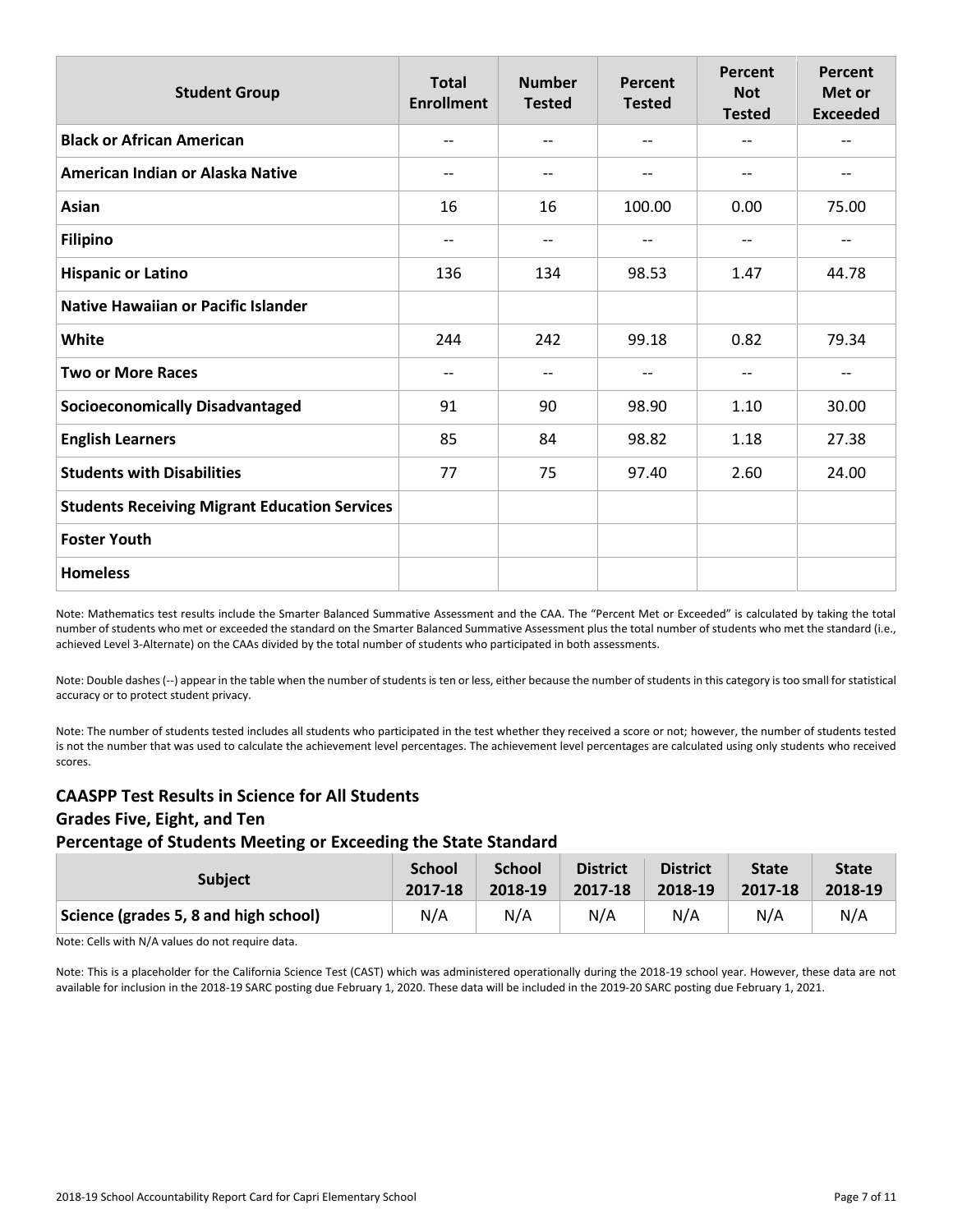| Student Group | Total Enrollment | Number Tested | Percent Tested | Percent Not Tested | Percent Met or Exceeded |
|---|---|---|---|---|---|
| **Black or African American** | -- | -- | -- | -- | -- |
| **American Indian or Alaska Native** | -- | -- | -- | -- | -- |
| **Asian** | 16 | 16 | 100.00 | 0.00 | 75.00 |
| **Filipino** | -- | -- | -- | -- | -- |
| **Hispanic or Latino** | 136 | 134 | 98.53 | 1.47 | 44.78 |
| **Native Hawaiian or Pacific Islander** | | | | | |
| **White** | 244 | 242 | 99.18 | 0.82 | 79.34 |
| **Two or More Races** | -- | -- | -- | -- | -- |
| **Socioeconomically Disadvantaged** | 91 | 90 | 98.90 | 1.10 | 30.00 |
| **English Learners** | 85 | 84 | 98.82 | 1.18 | 27.38 |
| **Students with Disabilities** | 77 | 75 | 97.40 | 2.60 | 24.00 |
| **Students Receiving Migrant Education Services** | | | | | |
| **Foster Youth** | | | | | |
| **Homeless** | | | | | |

Note: Mathematics test results include the Smarter Balanced Summative Assessment and the CAA. The "Percent Met or Exceeded" is calculated by taking the total number of students who met or exceeded the standard on the Smarter Balanced Summative Assessment plus the total number of students who met the standard (i.e., achieved Level 3-Alternate) on the CAAs divided by the total number of students who participated in both assessments.

Note: Double dashes (--) appear in the table when the number of students is ten or less, either because the number of students in this category is too small for statistical accuracy or to protect student privacy.

Note: The number of students tested includes all students who participated in the test whether they received a score or not; however, the number of students tested is not the number that was used to calculate the achievement level percentages. The achievement level percentages are calculated using only students who received scores.

## CAASPP Test Results in Science for All Students

### Grades Five, Eight, and Ten

### Percentage of Students Meeting or Exceeding the State Standard

| Subject | School 2017-18 | School 2018-19 | District 2017-18 | District 2018-19 | State 2017-18 | State 2018-19 |
|---|---|---|---|---|---|---|
| **Science (grades 5, 8 and high school)** | N/A | N/A | N/A | N/A | N/A | N/A |

Note: Cells with N/A values do not require data.

Note: This is a placeholder for the California Science Test (CAST) which was administered operationally during the 2018-19 school year. However, these data are not available for inclusion in the 2018-19 SARC posting due February 1, 2020. These data will be included in the 2019-20 SARC posting due February 1, 2021.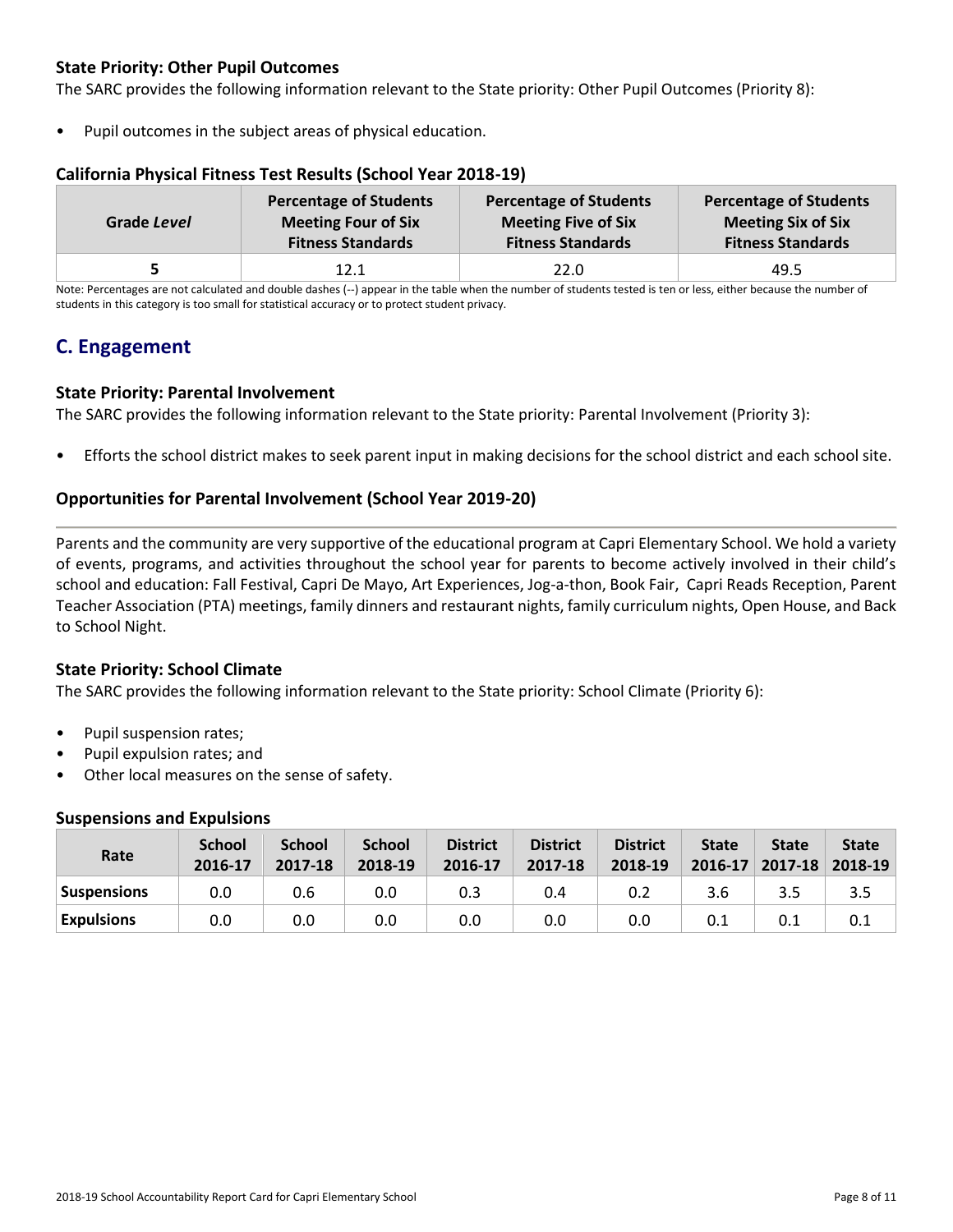### State Priority: Other Pupil Outcomes

The SARC provides the following information relevant to the State priority: Other Pupil Outcomes (Priority 8):

- Pupil outcomes in the subject areas of physical education.

### California Physical Fitness Test Results (School Year 2018-19)

| Grade *Level* | Percentage of Students Meeting Four of Six Fitness Standards | Percentage of Students Meeting Five of Six Fitness Standards | Percentage of Students Meeting Six of Six Fitness Standards |
|---|---|---|---|
| 5 | 12.1 | 22.0 | 49.5 |

Note: Percentages are not calculated and double dashes (--) appear in the table when the number of students tested is ten or less, either because the number of students in this category is too small for statistical accuracy or to protect student privacy.

## C. Engagement

### State Priority: Parental Involvement

The SARC provides the following information relevant to the State priority: Parental Involvement (Priority 3):

- Efforts the school district makes to seek parent input in making decisions for the school district and each school site.

### Opportunities for Parental Involvement (School Year 2019-20)

Parents and the community are very supportive of the educational program at Capri Elementary School. We hold a variety of events, programs, and activities throughout the school year for parents to become actively involved in their child's school and education: Fall Festival, Capri De Mayo, Art Experiences, Jog-a-thon, Book Fair, Capri Reads Reception, Parent Teacher Association (PTA) meetings, family dinners and restaurant nights, family curriculum nights, Open House, and Back to School Night.

### State Priority: School Climate

The SARC provides the following information relevant to the State priority: School Climate (Priority 6):

- Pupil suspension rates;
- Pupil expulsion rates; and
- Other local measures on the sense of safety.

### Suspensions and Expulsions

| Rate | School 2016-17 | School 2017-18 | School 2018-19 | District 2016-17 | District 2017-18 | District 2018-19 | State 2016-17 | State 2017-18 | State 2018-19 |
|---|---|---|---|---|---|---|---|---|---|
| **Suspensions** | 0.0 | 0.6 | 0.0 | 0.3 | 0.4 | 0.2 | 3.6 | 3.5 | 3.5 |
| **Expulsions** | 0.0 | 0.0 | 0.0 | 0.0 | 0.0 | 0.0 | 0.1 | 0.1 | 0.1 |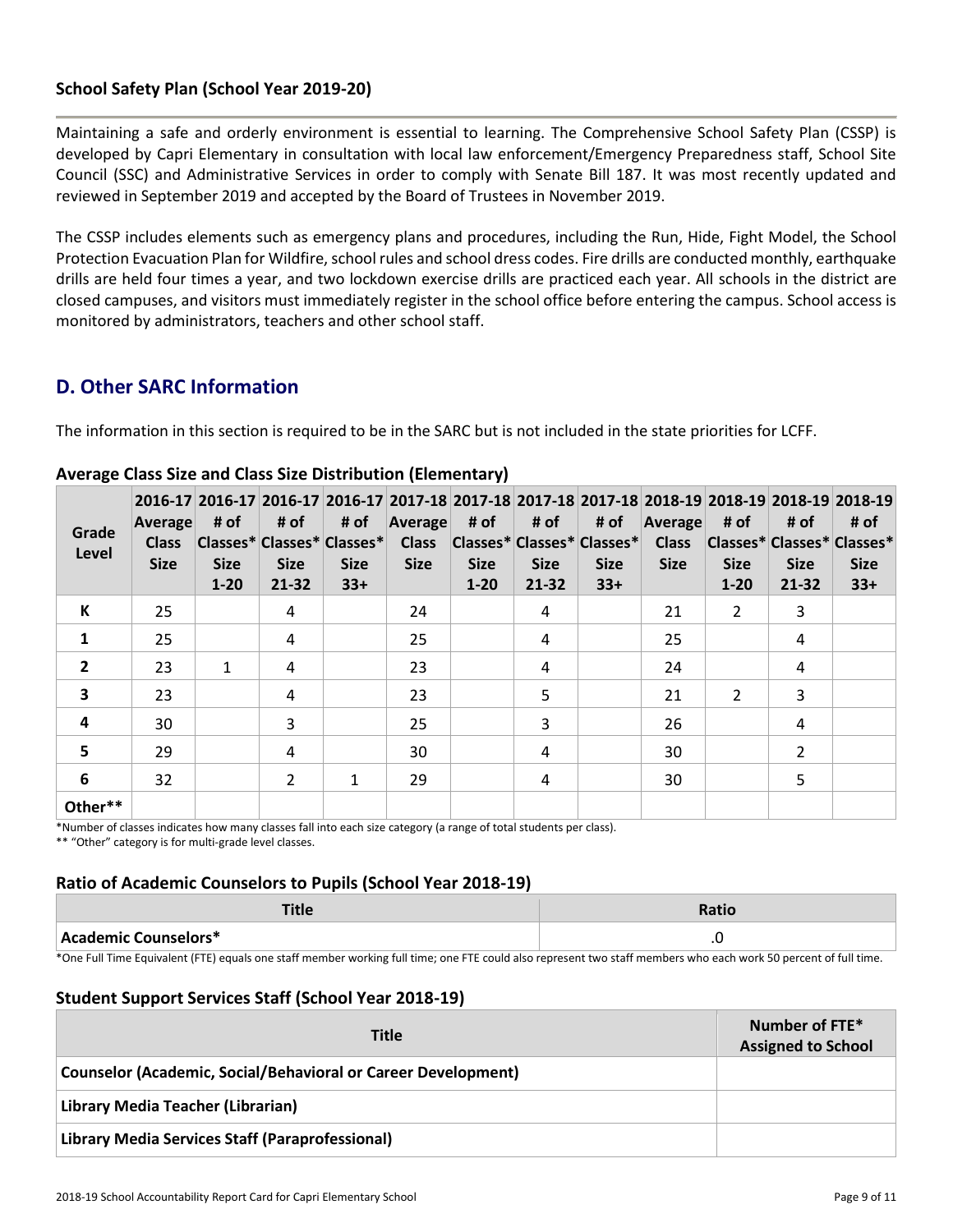## School Safety Plan (School Year 2019-20)

Maintaining a safe and orderly environment is essential to learning. The Comprehensive School Safety Plan (CSSP) is developed by Capri Elementary in consultation with local law enforcement/Emergency Preparedness staff, School Site Council (SSC) and Administrative Services in order to comply with Senate Bill 187. It was most recently updated and reviewed in September 2019 and accepted by the Board of Trustees in November 2019.

The CSSP includes elements such as emergency plans and procedures, including the Run, Hide, Fight Model, the School Protection Evacuation Plan for Wildfire, school rules and school dress codes. Fire drills are conducted monthly, earthquake drills are held four times a year, and two lockdown exercise drills are practiced each year. All schools in the district are closed campuses, and visitors must immediately register in the school office before entering the campus. School access is monitored by administrators, teachers and other school staff.

# D. Other SARC Information

The information in this section is required to be in the SARC but is not included in the state priorities for LCFF.

### Average Class Size and Class Size Distribution (Elementary)

| Grade Level | 2016-17 Average Class Size | 2016-17 # of Classes* Size 1-20 | 2016-17 # of Classes* Size 21-32 | 2016-17 # of Classes* Size 33+ | 2017-18 Average Class Size | 2017-18 # of Classes* Size 1-20 | 2017-18 # of Classes* Size 21-32 | 2017-18 # of Classes* Size 33+ | 2018-19 Average Class Size | 2018-19 # of Classes* Size 1-20 | 2018-19 # of Classes* Size 21-32 | 2018-19 # of Classes* Size 33+ |
|---|---|---|---|---|---|---|---|---|---|---|---|---|
| K | 25 | | 4 | | 24 | | 4 | | 21 | 2 | 3 | |
| 1 | 25 | | 4 | | 25 | | 4 | | 25 | | 4 | |
| 2 | 23 | 1 | 4 | | 23 | | 4 | | 24 | | 4 | |
| 3 | 23 | | 4 | | 23 | | 5 | | 21 | 2 | 3 | |
| 4 | 30 | | 3 | | 25 | | 3 | | 26 | | 4 | |
| 5 | 29 | | 4 | | 30 | | 4 | | 30 | | 2 | |
| 6 | 32 | | 2 | 1 | 29 | | 4 | | 30 | | 5 | |
| Other** | | | | | | | | | | | | |

*Number of classes indicates how many classes fall into each size category (a range of total students per class).

** "Other" category is for multi-grade level classes.

### Ratio of Academic Counselors to Pupils (School Year 2018-19)

| Title | Ratio |
|---|---|
| Academic Counselors* | .0 |

*One Full Time Equivalent (FTE) equals one staff member working full time; one FTE could also represent two staff members who each work 50 percent of full time.

### Student Support Services Staff (School Year 2018-19)

| Title | Number of FTE* Assigned to School |
|---|---|
| Counselor (Academic, Social/Behavioral or Career Development) | |
| Library Media Teacher (Librarian) | |
| Library Media Services Staff (Paraprofessional) | |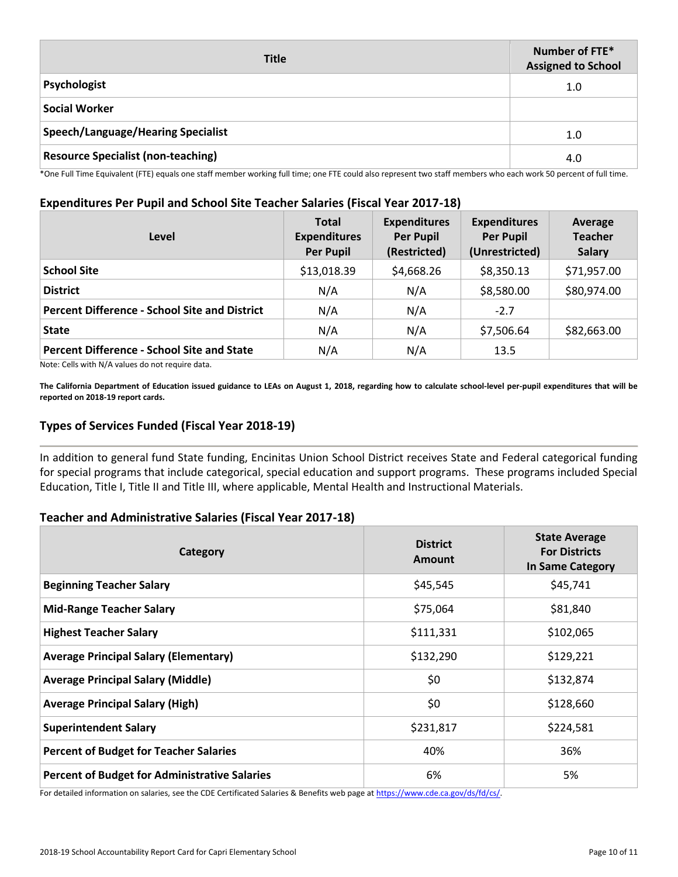| Title | Number of FTE* Assigned to School |
| --- | --- |
| **Psychologist** | 1.0 |
| **Social Worker** | |
| **Speech/Language/Hearing Specialist** | 1.0 |
| **Resource Specialist (non-teaching)** | 4.0 |

*One Full Time Equivalent (FTE) equals one staff member working full time; one FTE could also represent two staff members who each work 50 percent of full time.

### Expenditures Per Pupil and School Site Teacher Salaries (Fiscal Year 2017-18)

| Level | Total Expenditures Per Pupil | Expenditures Per Pupil (Restricted) | Expenditures Per Pupil (Unrestricted) | Average Teacher Salary |
| --- | --- | --- | --- | --- |
| **School Site** | $13,018.39 | $4,668.26 | $8,350.13 | $71,957.00 |
| **District** | N/A | N/A | $8,580.00 | $80,974.00 |
| **Percent Difference - School Site and District** | N/A | N/A | -2.7 | |
| **State** | N/A | N/A | $7,506.64 | $82,663.00 |
| **Percent Difference - School Site and State** | N/A | N/A | 13.5 | |

Note: Cells with N/A values do not require data.

**The California Department of Education issued guidance to LEAs on August 1, 2018, regarding how to calculate school-level per-pupil expenditures that will be reported on 2018-19 report cards.**

## Types of Services Funded (Fiscal Year 2018-19)

In addition to general fund State funding, Encinitas Union School District receives State and Federal categorical funding for special programs that include categorical, special education and support programs. These programs included Special Education, Title I, Title II and Title III, where applicable, Mental Health and Instructional Materials.

### Teacher and Administrative Salaries (Fiscal Year 2017-18)

| Category | District Amount | State Average For Districts In Same Category |
| --- | --- | --- |
| **Beginning Teacher Salary** | $45,545 | $45,741 |
| **Mid-Range Teacher Salary** | $75,064 | $81,840 |
| **Highest Teacher Salary** | $111,331 | $102,065 |
| **Average Principal Salary (Elementary)** | $132,290 | $129,221 |
| **Average Principal Salary (Middle)** | $0 | $132,874 |
| **Average Principal Salary (High)** | $0 | $128,660 |
| **Superintendent Salary** | $231,817 | $224,581 |
| **Percent of Budget for Teacher Salaries** | 40% | 36% |
| **Percent of Budget for Administrative Salaries** | 6% | 5% |

For detailed information on salaries, see the CDE Certificated Salaries & Benefits web page at https://www.cde.ca.gov/ds/fd/cs/.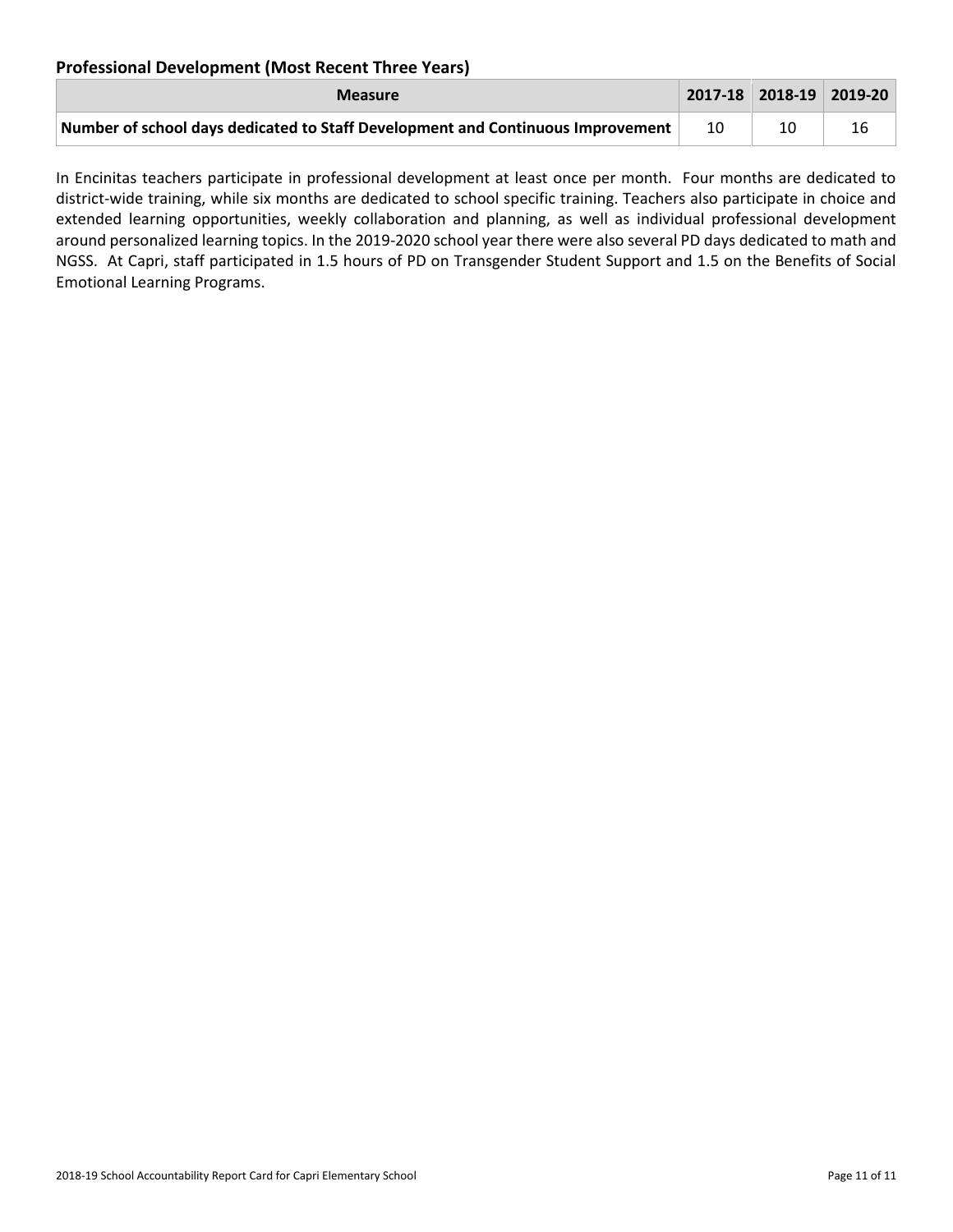### Professional Development (Most Recent Three Years)

| Measure | 2017-18 | 2018-19 | 2019-20 |
|---|---|---|---|
| Number of school days dedicated to Staff Development and Continuous Improvement | 10 | 10 | 16 |

In Encinitas teachers participate in professional development at least once per month. Four months are dedicated to district-wide training, while six months are dedicated to school specific training. Teachers also participate in choice and extended learning opportunities, weekly collaboration and planning, as well as individual professional development around personalized learning topics. In the 2019-2020 school year there were also several PD days dedicated to math and NGSS. At Capri, staff participated in 1.5 hours of PD on Transgender Student Support and 1.5 on the Benefits of Social Emotional Learning Programs.